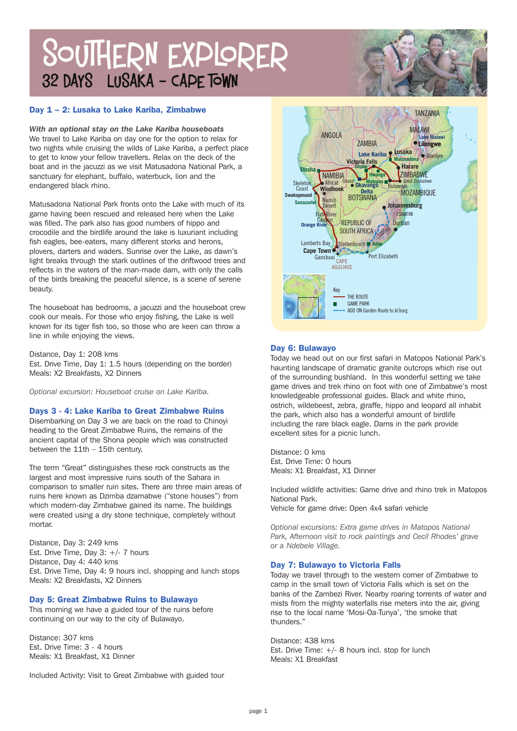# SOUTHERN EXPLORER

## 32 DAYS LUSAKA - CAPE TOWN

### Day 1 – 2: Lusaka to Lake Kariba, Zimbabwe

***With an optional stay on the Lake Kariba houseboats***

We travel to Lake Kariba on day one for the option to relax for two nights while cruising the wilds of Lake Kariba, a perfect place to get to know your fellow travellers. Relax on the deck of the boat and in the jacuzzi as we visit Matusadona National Park, a sanctuary for elephant, buffalo, waterbuck, lion and the endangered black rhino.

Matusadona National Park fronts onto the Lake with much of its game having been rescued and released here when the Lake was filled. The park also has good numbers of hippo and crocodile and the birdlife around the lake is luxuriant including fish eagles, bee-eaters, many different storks and herons, plovers, darters and waders. Sunrise over the Lake, as dawn's light breaks through the stark outlines of the driftwood trees and reflects in the waters of the man-made dam, with only the calls of the birds breaking the peaceful silence, is a scene of serene beauty.

The houseboat has bedrooms, a jacuzzi and the houseboat crew cook our meals. For those who enjoy fishing, the Lake is well known for its tiger fish too, so those who are keen can throw a line in while enjoying the views.

Distance, Day 1: 208 kms
Est. Drive Time, Day 1: 1.5 hours (depending on the border)
Meals: X2 Breakfasts, X2 Dinners

*Optional excursion: Houseboat cruise on Lake Kariba.*

### Days 3 - 4: Lake Kariba to Great Zimbabwe Ruins

Disembarking on Day 3 we are back on the road to Chinoyi heading to the Great Zimbabwe Ruins, the remains of the ancient capital of the Shona people which was constructed between the 11th – 15th century.

The term "Great" distinguishes these rock constructs as the largest and most impressive ruins south of the Sahara in comparison to smaller ruin sites. There are three main areas of ruins here known as Dzimba dzamabwe ("stone houses") from which modern-day Zimbabwe gained its name. The buildings were created using a dry stone technique, completely without mortar.

Distance, Day 3: 249 kms
Est. Drive Time, Day 3: +/- 7 hours
Distance, Day 4: 440 kms
Est. Drive Time, Day 4: 9 hours incl. shopping and lunch stops
Meals: X2 Breakfasts, X2 Dinners

### Day 5: Great Zimbabwe Ruins to Bulawayo

This morning we have a guided tour of the ruins before continuing on our way to the city of Bulawayo.

Distance: 307 kms
Est. Drive Time: 3 - 4 hours
Meals: X1 Breakfast, X1 Dinner

Included Activity: Visit to Great Zimbabwe with guided tour

Key
THE ROUTE
GAME PARK
ADD ON Garden Route to Jo'burg

### Day 6: Bulawayo

Today we head out on our first safari in Matopos National Park's haunting landscape of dramatic granite outcrops which rise out of the surrounding bushland. In this wonderful setting we take game drives and trek rhino on foot with one of Zimbabwe's most knowledgeable professional guides. Black and white rhino, ostrich, wildebeest, zebra, giraffe, hippo and leopard all inhabit the park, which also has a wonderful amount of birdlife including the rare black eagle. Dams in the park provide excellent sites for a picnic lunch.

Distance: 0 kms
Est. Drive Time: 0 hours
Meals: X1 Breakfast, X1 Dinner

Included wildlife activities: Game drive and rhino trek in Matopos National Park.
Vehicle for game drive: Open 4x4 safari vehicle

*Optional excursions: Extra game drives in Matopos National Park, Afternoon visit to rock paintings and Cecil Rhodes' grave or a Ndebele Village.*

### Day 7: Bulawayo to Victoria Falls

Today we travel through to the western corner of Zimbabwe to camp in the small town of Victoria Falls which is set on the banks of the Zambezi River. Nearby roaring torrents of water and mists from the mighty waterfalls rise meters into the air, giving rise to the local name 'Mosi-Oa-Tunya', 'the smoke that thunders."

Distance: 438 kms
Est. Drive Time: +/- 8 hours incl. stop for lunch
Meals: X1 Breakfast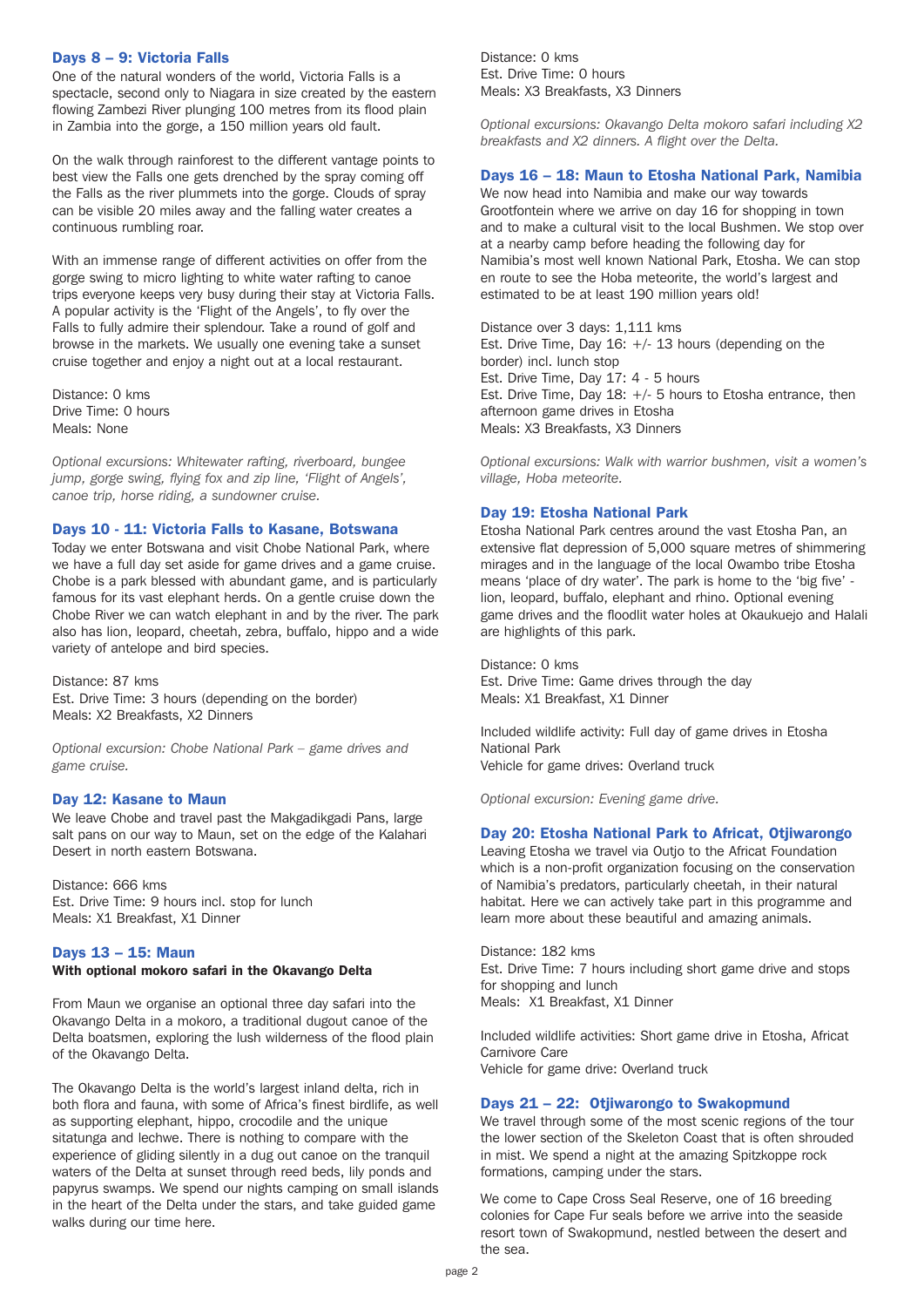## Days 8 – 9: Victoria Falls

One of the natural wonders of the world, Victoria Falls is a spectacle, second only to Niagara in size created by the eastern flowing Zambezi River plunging 100 metres from its flood plain in Zambia into the gorge, a 150 million years old fault.

On the walk through rainforest to the different vantage points to best view the Falls one gets drenched by the spray coming off the Falls as the river plummets into the gorge. Clouds of spray can be visible 20 miles away and the falling water creates a continuous rumbling roar.

With an immense range of different activities on offer from the gorge swing to micro lighting to white water rafting to canoe trips everyone keeps very busy during their stay at Victoria Falls. A popular activity is the 'Flight of the Angels', to fly over the Falls to fully admire their splendour. Take a round of golf and browse in the markets. We usually one evening take a sunset cruise together and enjoy a night out at a local restaurant.

Distance: 0 kms
Drive Time: 0 hours
Meals: None

*Optional excursions: Whitewater rafting, riverboard, bungee jump, gorge swing, flying fox and zip line, 'Flight of Angels', canoe trip, horse riding, a sundowner cruise.*

## Days 10 - 11: Victoria Falls to Kasane, Botswana

Today we enter Botswana and visit Chobe National Park, where we have a full day set aside for game drives and a game cruise. Chobe is a park blessed with abundant game, and is particularly famous for its vast elephant herds. On a gentle cruise down the Chobe River we can watch elephant in and by the river. The park also has lion, leopard, cheetah, zebra, buffalo, hippo and a wide variety of antelope and bird species.

Distance: 87 kms
Est. Drive Time: 3 hours (depending on the border)
Meals: X2 Breakfasts, X2 Dinners

*Optional excursion: Chobe National Park – game drives and game cruise.*

## Day 12: Kasane to Maun

We leave Chobe and travel past the Makgadikgadi Pans, large salt pans on our way to Maun, set on the edge of the Kalahari Desert in north eastern Botswana.

Distance: 666 kms
Est. Drive Time: 9 hours incl. stop for lunch
Meals: X1 Breakfast, X1 Dinner

## Days 13 – 15: Maun

**With optional mokoro safari in the Okavango Delta**

From Maun we organise an optional three day safari into the Okavango Delta in a mokoro, a traditional dugout canoe of the Delta boatsmen, exploring the lush wilderness of the flood plain of the Okavango Delta.

The Okavango Delta is the world's largest inland delta, rich in both flora and fauna, with some of Africa's finest birdlife, as well as supporting elephant, hippo, crocodile and the unique sitatunga and lechwe. There is nothing to compare with the experience of gliding silently in a dug out canoe on the tranquil waters of the Delta at sunset through reed beds, lily ponds and papyrus swamps. We spend our nights camping on small islands in the heart of the Delta under the stars, and take guided game walks during our time here.

Distance: 0 kms
Est. Drive Time: 0 hours
Meals: X3 Breakfasts, X3 Dinners

*Optional excursions: Okavango Delta mokoro safari including X2 breakfasts and X2 dinners. A flight over the Delta.*

## Days 16 – 18: Maun to Etosha National Park, Namibia

We now head into Namibia and make our way towards Grootfontein where we arrive on day 16 for shopping in town and to make a cultural visit to the local Bushmen. We stop over at a nearby camp before heading the following day for Namibia's most well known National Park, Etosha. We can stop en route to see the Hoba meteorite, the world's largest and estimated to be at least 190 million years old!

Distance over 3 days: 1,111 kms
Est. Drive Time, Day 16: +/- 13 hours (depending on the border) incl. lunch stop
Est. Drive Time, Day 17: 4 - 5 hours
Est. Drive Time, Day 18: +/- 5 hours to Etosha entrance, then afternoon game drives in Etosha
Meals: X3 Breakfasts, X3 Dinners

*Optional excursions: Walk with warrior bushmen, visit a women's village, Hoba meteorite.*

## Day 19: Etosha National Park

Etosha National Park centres around the vast Etosha Pan, an extensive flat depression of 5,000 square metres of shimmering mirages and in the language of the local Owambo tribe Etosha means 'place of dry water'. The park is home to the 'big five' - lion, leopard, buffalo, elephant and rhino. Optional evening game drives and the floodlit water holes at Okaukuejo and Halali are highlights of this park.

Distance: 0 kms
Est. Drive Time: Game drives through the day
Meals: X1 Breakfast, X1 Dinner

Included wildlife activity: Full day of game drives in Etosha National Park
Vehicle for game drives: Overland truck

*Optional excursion: Evening game drive.*

## Day 20: Etosha National Park to Africat, Otjiwarongo

Leaving Etosha we travel via Outjo to the Africat Foundation which is a non-profit organization focusing on the conservation of Namibia's predators, particularly cheetah, in their natural habitat. Here we can actively take part in this programme and learn more about these beautiful and amazing animals.

Distance: 182 kms
Est. Drive Time: 7 hours including short game drive and stops for shopping and lunch
Meals: X1 Breakfast, X1 Dinner

Included wildlife activities: Short game drive in Etosha, Africat Carnivore Care
Vehicle for game drive: Overland truck

## Days 21 – 22: Otjiwarongo to Swakopmund

We travel through some of the most scenic regions of the tour the lower section of the Skeleton Coast that is often shrouded in mist. We spend a night at the amazing Spitzkoppe rock formations, camping under the stars.

We come to Cape Cross Seal Reserve, one of 16 breeding colonies for Cape Fur seals before we arrive into the seaside resort town of Swakopmund, nestled between the desert and the sea.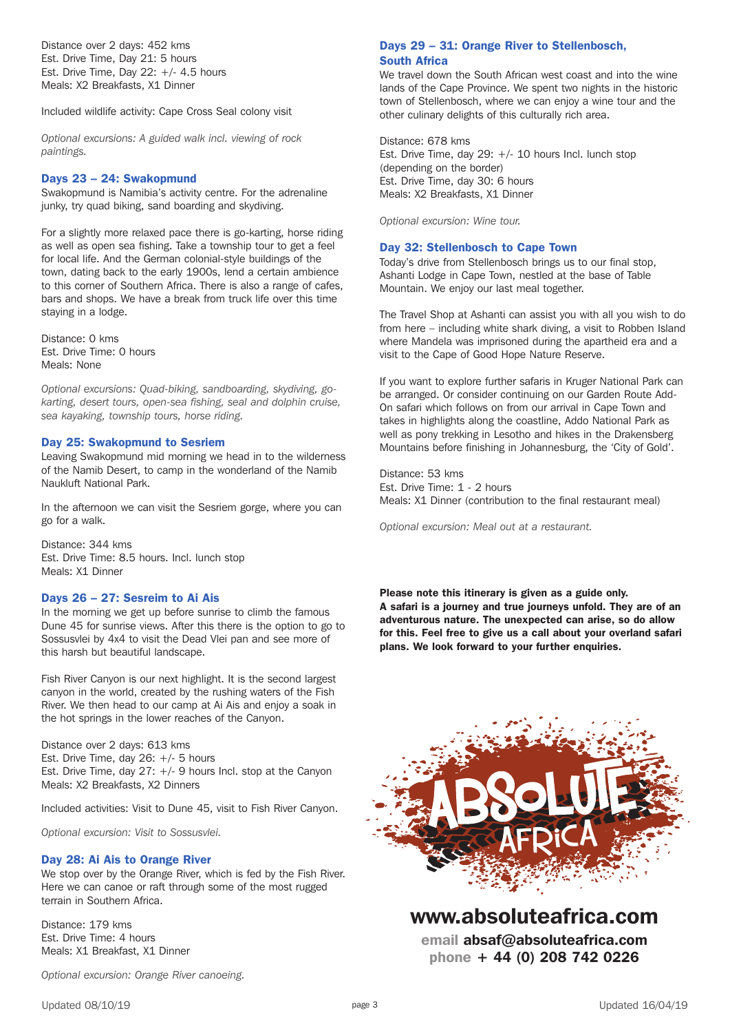Distance over 2 days: 452 kms
Est. Drive Time, Day 21: 5 hours
Est. Drive Time, Day 22: +/- 4.5 hours
Meals: X2 Breakfasts, X1 Dinner

Included wildlife activity: Cape Cross Seal colony visit

*Optional excursions: A guided walk incl. viewing of rock paintings.*

### Days 23 – 24: Swakopmund

Swakopmund is Namibia's activity centre. For the adrenaline junky, try quad biking, sand boarding and skydiving.

For a slightly more relaxed pace there is go-karting, horse riding as well as open sea fishing. Take a township tour to get a feel for local life. And the German colonial-style buildings of the town, dating back to the early 1900s, lend a certain ambience to this corner of Southern Africa. There is also a range of cafes, bars and shops. We have a break from truck life over this time staying in a lodge.

Distance: 0 kms
Est. Drive Time: 0 hours
Meals: None

*Optional excursions: Quad-biking, sandboarding, skydiving, go-karting, desert tours, open-sea fishing, seal and dolphin cruise, sea kayaking, township tours, horse riding.*

### Day 25: Swakopmund to Sesriem

Leaving Swakopmund mid morning we head in to the wilderness of the Namib Desert, to camp in the wonderland of the Namib Naukluft National Park.

In the afternoon we can visit the Sesriem gorge, where you can go for a walk.

Distance: 344 kms
Est. Drive Time: 8.5 hours. Incl. lunch stop
Meals: X1 Dinner

### Days 26 – 27: Sesreim to Ai Ais

In the morning we get up before sunrise to climb the famous Dune 45 for sunrise views. After this there is the option to go to Sossusvlei by 4x4 to visit the Dead Vlei pan and see more of this harsh but beautiful landscape.

Fish River Canyon is our next highlight. It is the second largest canyon in the world, created by the rushing waters of the Fish River. We then head to our camp at Ai Ais and enjoy a soak in the hot springs in the lower reaches of the Canyon.

Distance over 2 days: 613 kms
Est. Drive Time, day 26: +/- 5 hours
Est. Drive Time, day 27: +/- 9 hours Incl. stop at the Canyon
Meals: X2 Breakfasts, X2 Dinners

Included activities: Visit to Dune 45, visit to Fish River Canyon.

*Optional excursion: Visit to Sossusvlei.*

### Day 28: Ai Ais to Orange River

We stop over by the Orange River, which is fed by the Fish River. Here we can canoe or raft through some of the most rugged terrain in Southern Africa.

Distance: 179 kms
Est. Drive Time: 4 hours
Meals: X1 Breakfast, X1 Dinner

*Optional excursion: Orange River canoeing.*

### Days 29 – 31: Orange River to Stellenbosch, South Africa

We travel down the South African west coast and into the wine lands of the Cape Province. We spent two nights in the historic town of Stellenbosch, where we can enjoy a wine tour and the other culinary delights of this culturally rich area.

Distance: 678 kms
Est. Drive Time, day 29: +/- 10 hours Incl. lunch stop (depending on the border)
Est. Drive Time, day 30: 6 hours
Meals: X2 Breakfasts, X1 Dinner

*Optional excursion: Wine tour.*

### Day 32: Stellenbosch to Cape Town

Today's drive from Stellenbosch brings us to our final stop, Ashanti Lodge in Cape Town, nestled at the base of Table Mountain. We enjoy our last meal together.

The Travel Shop at Ashanti can assist you with all you wish to do from here – including white shark diving, a visit to Robben Island where Mandela was imprisoned during the apartheid era and a visit to the Cape of Good Hope Nature Reserve.

If you want to explore further safaris in Kruger National Park can be arranged. Or consider continuing on our Garden Route Add-On safari which follows on from our arrival in Cape Town and takes in highlights along the coastline, Addo National Park as well as pony trekking in Lesotho and hikes in the Drakensberg Mountains before finishing in Johannesburg, the 'City of Gold'.

Distance: 53 kms
Est. Drive Time: 1 - 2 hours
Meals: X1 Dinner (contribution to the final restaurant meal)

*Optional excursion: Meal out at a restaurant.*

**Please note this itinerary is given as a guide only.**
**A safari is a journey and true journeys unfold. They are of an adventurous nature. The unexpected can arise, so do allow for this. Feel free to give us a call about your overland safari plans. We look forward to your further enquiries.**

ABSOLUTE AFRICA

**www.absoluteafrica.com**
email **absaf@absoluteafrica.com**
phone **+ 44 (0) 208 742 0226**

Updated 08/10/19

Updated 16/04/19